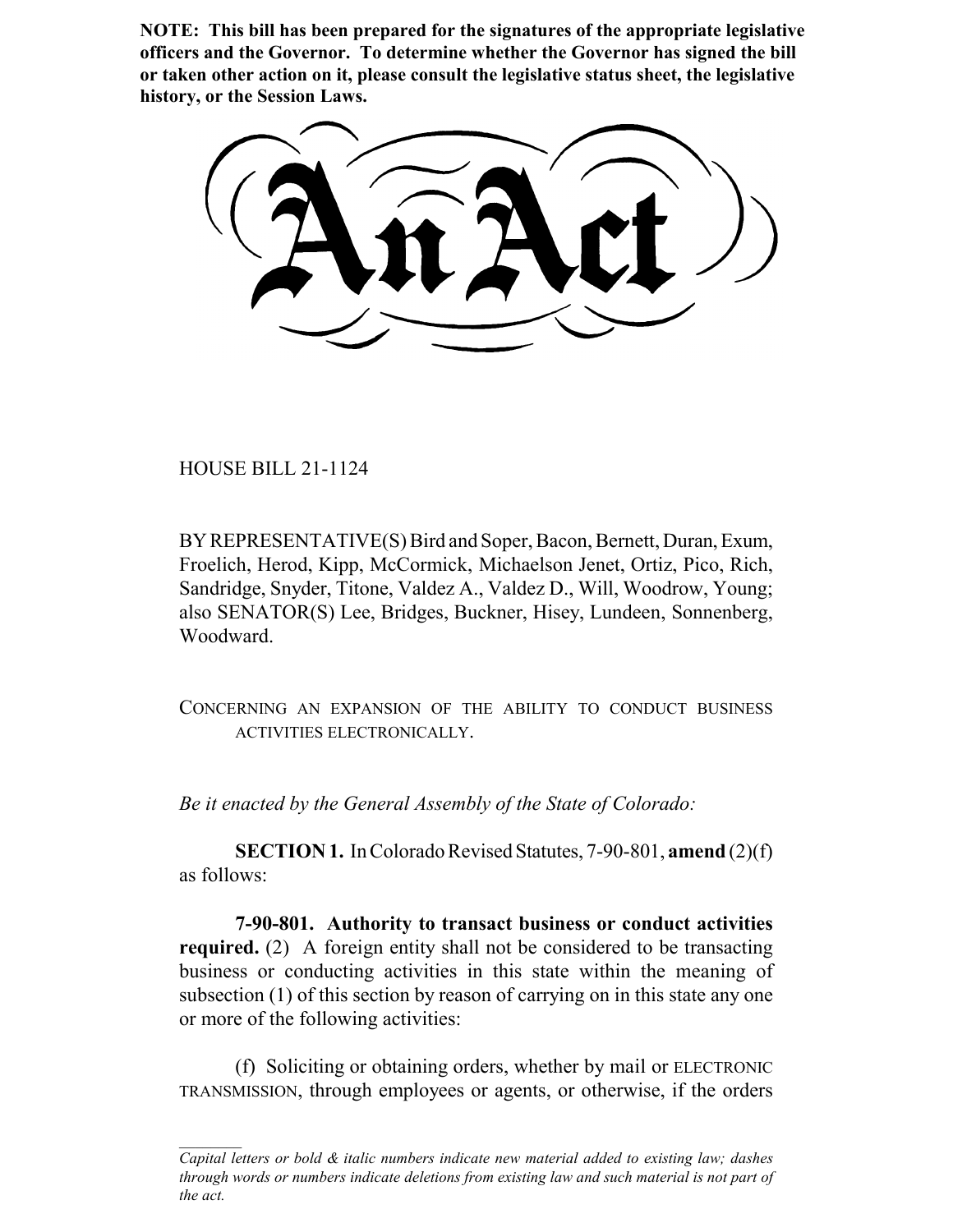**NOTE: This bill has been prepared for the signatures of the appropriate legislative officers and the Governor. To determine whether the Governor has signed the bill or taken other action on it, please consult the legislative status sheet, the legislative history, or the Session Laws.**

# An Act

HOUSE BILL 21-1124

BY REPRESENTATIVE(S) Bird and Soper, Bacon, Bernett, Duran, Exum, Froelich, Herod, Kipp, McCormick, Michaelson Jenet, Ortiz, Pico, Rich, Sandridge, Snyder, Titone, Valdez A., Valdez D., Will, Woodrow, Young; also SENATOR(S) Lee, Bridges, Buckner, Hisey, Lundeen, Sonnenberg, Woodward.

CONCERNING AN EXPANSION OF THE ABILITY TO CONDUCT BUSINESS ACTIVITIES ELECTRONICALLY.

*Be it enacted by the General Assembly of the State of Colorado:*

**SECTION 1.** In Colorado Revised Statutes, 7-90-801, **amend** (2)(f) as follows:

**7-90-801. Authority to transact business or conduct activities required.** (2) A foreign entity shall not be considered to be transacting business or conducting activities in this state within the meaning of subsection (1) of this section by reason of carrying on in this state any one or more of the following activities:

(f) Soliciting or obtaining orders, whether by mail or ELECTRONIC TRANSMISSION, through employees or agents, or otherwise, if the orders

---

*Capital letters or bold & italic numbers indicate new material added to existing law; dashes through words or numbers indicate deletions from existing law and such material is not part of the act.*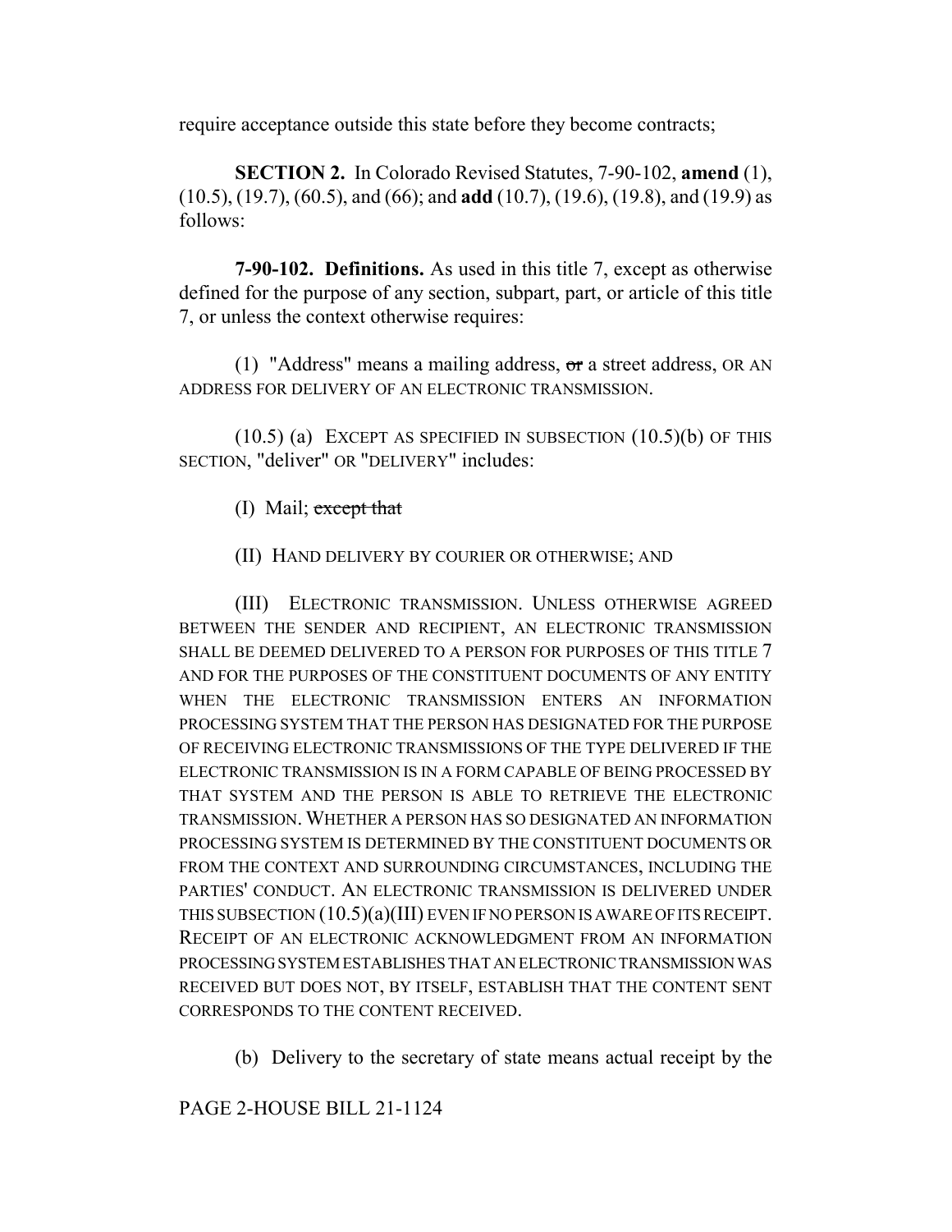require acceptance outside this state before they become contracts;

**SECTION 2.** In Colorado Revised Statutes, 7-90-102, **amend** (1), (10.5), (19.7), (60.5), and (66); and **add** (10.7), (19.6), (19.8), and (19.9) as follows:

**7-90-102. Definitions.** As used in this title 7, except as otherwise defined for the purpose of any section, subpart, part, or article of this title 7, or unless the context otherwise requires:

(1) "Address" means a mailing address, ~~or~~ a street address, OR AN ADDRESS FOR DELIVERY OF AN ELECTRONIC TRANSMISSION.

(10.5) (a) EXCEPT AS SPECIFIED IN SUBSECTION (10.5)(b) OF THIS SECTION, "deliver" OR "DELIVERY" includes:

(I) Mail; ~~except that~~

(II) HAND DELIVERY BY COURIER OR OTHERWISE; AND

(III) ELECTRONIC TRANSMISSION. UNLESS OTHERWISE AGREED BETWEEN THE SENDER AND RECIPIENT, AN ELECTRONIC TRANSMISSION SHALL BE DEEMED DELIVERED TO A PERSON FOR PURPOSES OF THIS TITLE 7 AND FOR THE PURPOSES OF THE CONSTITUENT DOCUMENTS OF ANY ENTITY WHEN THE ELECTRONIC TRANSMISSION ENTERS AN INFORMATION PROCESSING SYSTEM THAT THE PERSON HAS DESIGNATED FOR THE PURPOSE OF RECEIVING ELECTRONIC TRANSMISSIONS OF THE TYPE DELIVERED IF THE ELECTRONIC TRANSMISSION IS IN A FORM CAPABLE OF BEING PROCESSED BY THAT SYSTEM AND THE PERSON IS ABLE TO RETRIEVE THE ELECTRONIC TRANSMISSION. WHETHER A PERSON HAS SO DESIGNATED AN INFORMATION PROCESSING SYSTEM IS DETERMINED BY THE CONSTITUENT DOCUMENTS OR FROM THE CONTEXT AND SURROUNDING CIRCUMSTANCES, INCLUDING THE PARTIES' CONDUCT. AN ELECTRONIC TRANSMISSION IS DELIVERED UNDER THIS SUBSECTION (10.5)(a)(III) EVEN IF NO PERSON IS AWARE OF ITS RECEIPT. RECEIPT OF AN ELECTRONIC ACKNOWLEDGMENT FROM AN INFORMATION PROCESSING SYSTEM ESTABLISHES THAT AN ELECTRONIC TRANSMISSION WAS RECEIVED BUT DOES NOT, BY ITSELF, ESTABLISH THAT THE CONTENT SENT CORRESPONDS TO THE CONTENT RECEIVED.

(b) Delivery to the secretary of state means actual receipt by the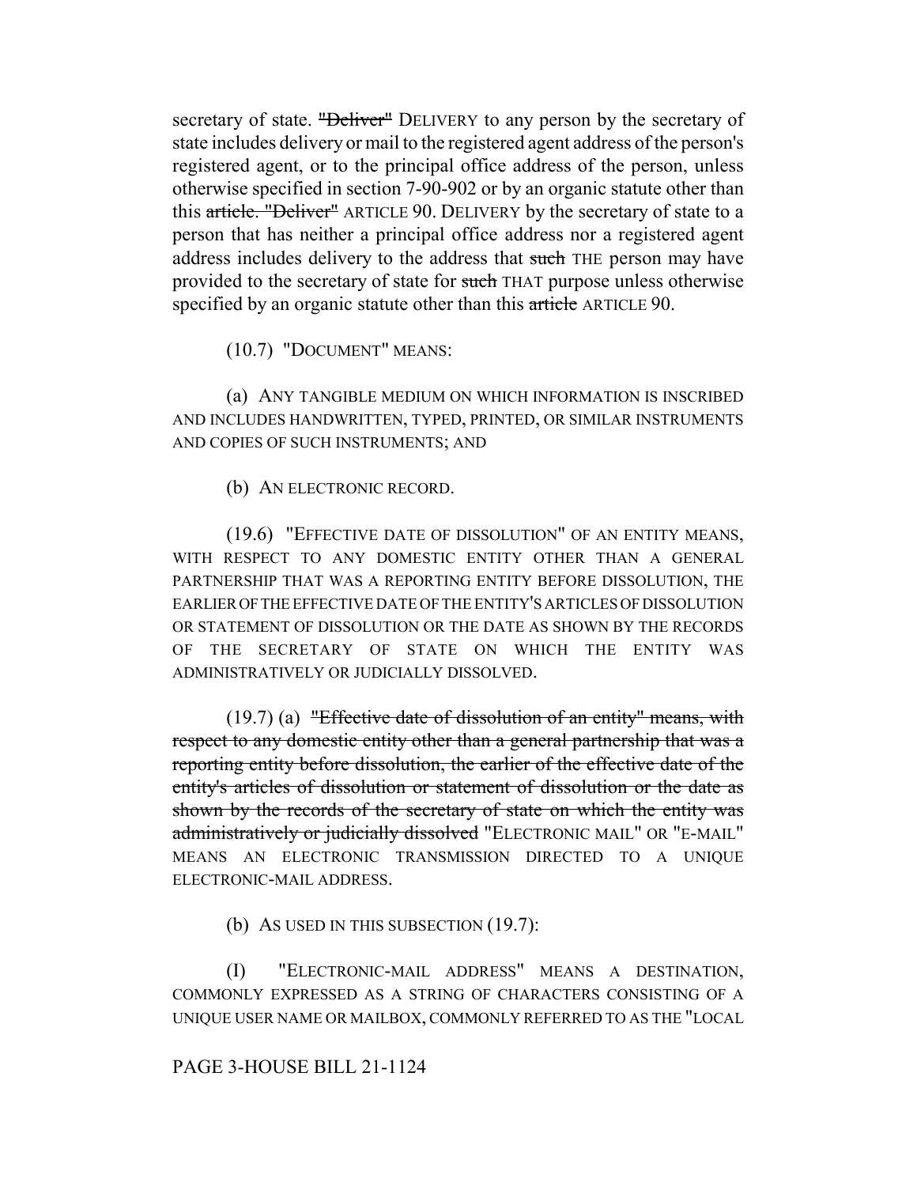secretary of state. ~~"Deliver"~~ DELIVERY to any person by the secretary of state includes delivery or mail to the registered agent address of the person's registered agent, or to the principal office address of the person, unless otherwise specified in section 7-90-902 or by an organic statute other than this ~~article. "Deliver"~~ ARTICLE 90. DELIVERY by the secretary of state to a person that has neither a principal office address nor a registered agent address includes delivery to the address that ~~such~~ THE person may have provided to the secretary of state for ~~such~~ THAT purpose unless otherwise specified by an organic statute other than this ~~article~~ ARTICLE 90.

(10.7) "DOCUMENT" MEANS:

(a) ANY TANGIBLE MEDIUM ON WHICH INFORMATION IS INSCRIBED AND INCLUDES HANDWRITTEN, TYPED, PRINTED, OR SIMILAR INSTRUMENTS AND COPIES OF SUCH INSTRUMENTS; AND

(b) AN ELECTRONIC RECORD.

(19.6) "EFFECTIVE DATE OF DISSOLUTION" OF AN ENTITY MEANS, WITH RESPECT TO ANY DOMESTIC ENTITY OTHER THAN A GENERAL PARTNERSHIP THAT WAS A REPORTING ENTITY BEFORE DISSOLUTION, THE EARLIER OF THE EFFECTIVE DATE OF THE ENTITY'S ARTICLES OF DISSOLUTION OR STATEMENT OF DISSOLUTION OR THE DATE AS SHOWN BY THE RECORDS OF THE SECRETARY OF STATE ON WHICH THE ENTITY WAS ADMINISTRATIVELY OR JUDICIALLY DISSOLVED.

(19.7) (a) ~~"Effective date of dissolution of an entity" means, with respect to any domestic entity other than a general partnership that was a reporting entity before dissolution, the earlier of the effective date of the entity's articles of dissolution or statement of dissolution or the date as shown by the records of the secretary of state on which the entity was administratively or judicially dissolved~~ "ELECTRONIC MAIL" OR "E-MAIL" MEANS AN ELECTRONIC TRANSMISSION DIRECTED TO A UNIQUE ELECTRONIC-MAIL ADDRESS.

(b) AS USED IN THIS SUBSECTION (19.7):

(I) "ELECTRONIC-MAIL ADDRESS" MEANS A DESTINATION, COMMONLY EXPRESSED AS A STRING OF CHARACTERS CONSISTING OF A UNIQUE USER NAME OR MAILBOX, COMMONLY REFERRED TO AS THE "LOCAL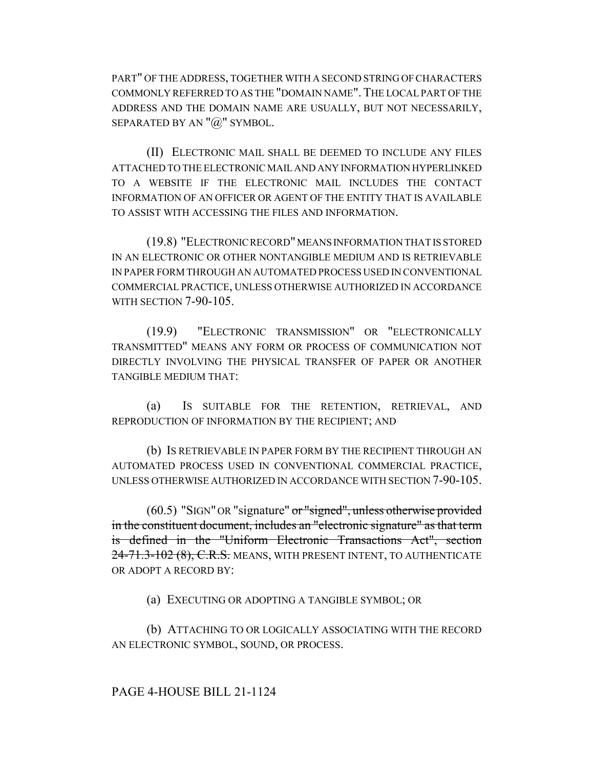PART" OF THE ADDRESS, TOGETHER WITH A SECOND STRING OF CHARACTERS COMMONLY REFERRED TO AS THE "DOMAIN NAME". THE LOCAL PART OF THE ADDRESS AND THE DOMAIN NAME ARE USUALLY, BUT NOT NECESSARILY, SEPARATED BY AN "@" SYMBOL.

(II) ELECTRONIC MAIL SHALL BE DEEMED TO INCLUDE ANY FILES ATTACHED TO THE ELECTRONIC MAIL AND ANY INFORMATION HYPERLINKED TO A WEBSITE IF THE ELECTRONIC MAIL INCLUDES THE CONTACT INFORMATION OF AN OFFICER OR AGENT OF THE ENTITY THAT IS AVAILABLE TO ASSIST WITH ACCESSING THE FILES AND INFORMATION.

(19.8) "ELECTRONIC RECORD" MEANS INFORMATION THAT IS STORED IN AN ELECTRONIC OR OTHER NONTANGIBLE MEDIUM AND IS RETRIEVABLE IN PAPER FORM THROUGH AN AUTOMATED PROCESS USED IN CONVENTIONAL COMMERCIAL PRACTICE, UNLESS OTHERWISE AUTHORIZED IN ACCORDANCE WITH SECTION 7-90-105.

(19.9) "ELECTRONIC TRANSMISSION" OR "ELECTRONICALLY TRANSMITTED" MEANS ANY FORM OR PROCESS OF COMMUNICATION NOT DIRECTLY INVOLVING THE PHYSICAL TRANSFER OF PAPER OR ANOTHER TANGIBLE MEDIUM THAT:

(a) IS SUITABLE FOR THE RETENTION, RETRIEVAL, AND REPRODUCTION OF INFORMATION BY THE RECIPIENT; AND

(b) IS RETRIEVABLE IN PAPER FORM BY THE RECIPIENT THROUGH AN AUTOMATED PROCESS USED IN CONVENTIONAL COMMERCIAL PRACTICE, UNLESS OTHERWISE AUTHORIZED IN ACCORDANCE WITH SECTION 7-90-105.

(60.5) "SIGN" OR "signature" ~~or "signed", unless otherwise provided in the constituent document, includes an "electronic signature" as that term is defined in the "Uniform Electronic Transactions Act", section 24-71.3-102 (8), C.R.S.~~ MEANS, WITH PRESENT INTENT, TO AUTHENTICATE OR ADOPT A RECORD BY:

(a) EXECUTING OR ADOPTING A TANGIBLE SYMBOL; OR

(b) ATTACHING TO OR LOGICALLY ASSOCIATING WITH THE RECORD AN ELECTRONIC SYMBOL, SOUND, OR PROCESS.

PAGE 4-HOUSE BILL 21-1124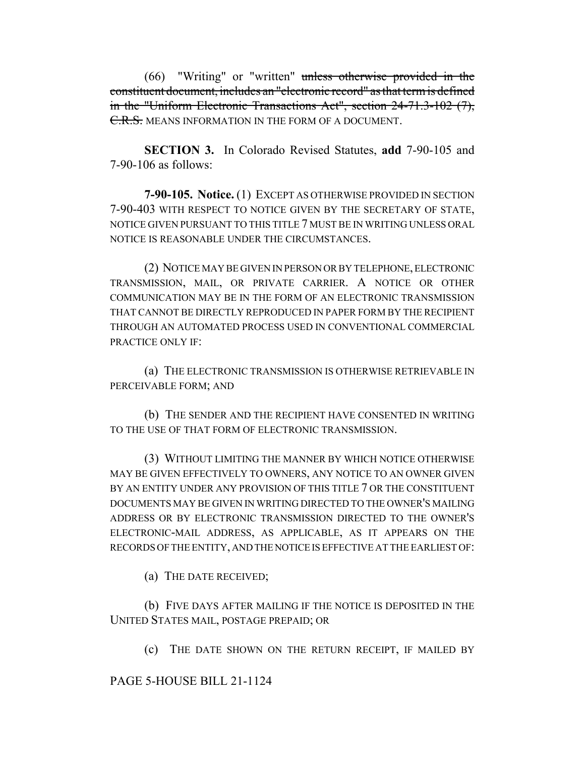(66) "Writing" or "written" ~~unless otherwise provided in the constituent document, includes an "electronic record" as that term is defined in the "Uniform Electronic Transactions Act", section 24-71.3-102 (7), C.R.S.~~ MEANS INFORMATION IN THE FORM OF A DOCUMENT.

**SECTION 3.** In Colorado Revised Statutes, **add** 7-90-105 and 7-90-106 as follows:

**7-90-105. Notice.** (1) EXCEPT AS OTHERWISE PROVIDED IN SECTION 7-90-403 WITH RESPECT TO NOTICE GIVEN BY THE SECRETARY OF STATE, NOTICE GIVEN PURSUANT TO THIS TITLE 7 MUST BE IN WRITING UNLESS ORAL NOTICE IS REASONABLE UNDER THE CIRCUMSTANCES.

(2) NOTICE MAY BE GIVEN IN PERSON OR BY TELEPHONE, ELECTRONIC TRANSMISSION, MAIL, OR PRIVATE CARRIER. A NOTICE OR OTHER COMMUNICATION MAY BE IN THE FORM OF AN ELECTRONIC TRANSMISSION THAT CANNOT BE DIRECTLY REPRODUCED IN PAPER FORM BY THE RECIPIENT THROUGH AN AUTOMATED PROCESS USED IN CONVENTIONAL COMMERCIAL PRACTICE ONLY IF:

(a) THE ELECTRONIC TRANSMISSION IS OTHERWISE RETRIEVABLE IN PERCEIVABLE FORM; AND

(b) THE SENDER AND THE RECIPIENT HAVE CONSENTED IN WRITING TO THE USE OF THAT FORM OF ELECTRONIC TRANSMISSION.

(3) WITHOUT LIMITING THE MANNER BY WHICH NOTICE OTHERWISE MAY BE GIVEN EFFECTIVELY TO OWNERS, ANY NOTICE TO AN OWNER GIVEN BY AN ENTITY UNDER ANY PROVISION OF THIS TITLE 7 OR THE CONSTITUENT DOCUMENTS MAY BE GIVEN IN WRITING DIRECTED TO THE OWNER'S MAILING ADDRESS OR BY ELECTRONIC TRANSMISSION DIRECTED TO THE OWNER'S ELECTRONIC-MAIL ADDRESS, AS APPLICABLE, AS IT APPEARS ON THE RECORDS OF THE ENTITY, AND THE NOTICE IS EFFECTIVE AT THE EARLIEST OF:

(a) THE DATE RECEIVED;

(b) FIVE DAYS AFTER MAILING IF THE NOTICE IS DEPOSITED IN THE UNITED STATES MAIL, POSTAGE PREPAID; OR

(c) THE DATE SHOWN ON THE RETURN RECEIPT, IF MAILED BY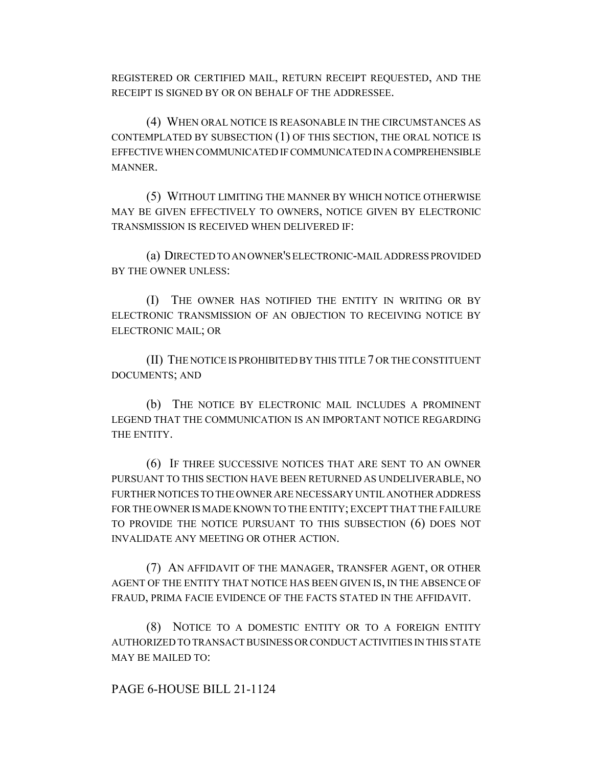REGISTERED OR CERTIFIED MAIL, RETURN RECEIPT REQUESTED, AND THE RECEIPT IS SIGNED BY OR ON BEHALF OF THE ADDRESSEE.

(4) WHEN ORAL NOTICE IS REASONABLE IN THE CIRCUMSTANCES AS CONTEMPLATED BY SUBSECTION (1) OF THIS SECTION, THE ORAL NOTICE IS EFFECTIVE WHEN COMMUNICATED IF COMMUNICATED IN A COMPREHENSIBLE MANNER.

(5) WITHOUT LIMITING THE MANNER BY WHICH NOTICE OTHERWISE MAY BE GIVEN EFFECTIVELY TO OWNERS, NOTICE GIVEN BY ELECTRONIC TRANSMISSION IS RECEIVED WHEN DELIVERED IF:

(a) DIRECTED TO AN OWNER'S ELECTRONIC-MAIL ADDRESS PROVIDED BY THE OWNER UNLESS:

(I) THE OWNER HAS NOTIFIED THE ENTITY IN WRITING OR BY ELECTRONIC TRANSMISSION OF AN OBJECTION TO RECEIVING NOTICE BY ELECTRONIC MAIL; OR

(II) THE NOTICE IS PROHIBITED BY THIS TITLE 7 OR THE CONSTITUENT DOCUMENTS; AND

(b) THE NOTICE BY ELECTRONIC MAIL INCLUDES A PROMINENT LEGEND THAT THE COMMUNICATION IS AN IMPORTANT NOTICE REGARDING THE ENTITY.

(6) IF THREE SUCCESSIVE NOTICES THAT ARE SENT TO AN OWNER PURSUANT TO THIS SECTION HAVE BEEN RETURNED AS UNDELIVERABLE, NO FURTHER NOTICES TO THE OWNER ARE NECESSARY UNTIL ANOTHER ADDRESS FOR THE OWNER IS MADE KNOWN TO THE ENTITY; EXCEPT THAT THE FAILURE TO PROVIDE THE NOTICE PURSUANT TO THIS SUBSECTION (6) DOES NOT INVALIDATE ANY MEETING OR OTHER ACTION.

(7) AN AFFIDAVIT OF THE MANAGER, TRANSFER AGENT, OR OTHER AGENT OF THE ENTITY THAT NOTICE HAS BEEN GIVEN IS, IN THE ABSENCE OF FRAUD, PRIMA FACIE EVIDENCE OF THE FACTS STATED IN THE AFFIDAVIT.

(8) NOTICE TO A DOMESTIC ENTITY OR TO A FOREIGN ENTITY AUTHORIZED TO TRANSACT BUSINESS OR CONDUCT ACTIVITIES IN THIS STATE MAY BE MAILED TO: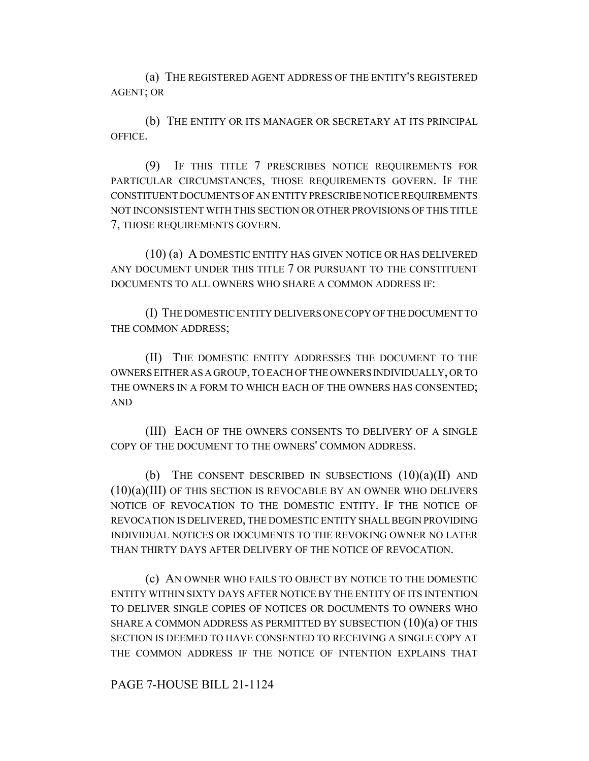(a) THE REGISTERED AGENT ADDRESS OF THE ENTITY'S REGISTERED AGENT; OR

(b) THE ENTITY OR ITS MANAGER OR SECRETARY AT ITS PRINCIPAL OFFICE.

(9) IF THIS TITLE 7 PRESCRIBES NOTICE REQUIREMENTS FOR PARTICULAR CIRCUMSTANCES, THOSE REQUIREMENTS GOVERN. IF THE CONSTITUENT DOCUMENTS OF AN ENTITY PRESCRIBE NOTICE REQUIREMENTS NOT INCONSISTENT WITH THIS SECTION OR OTHER PROVISIONS OF THIS TITLE 7, THOSE REQUIREMENTS GOVERN.

(10) (a) A DOMESTIC ENTITY HAS GIVEN NOTICE OR HAS DELIVERED ANY DOCUMENT UNDER THIS TITLE 7 OR PURSUANT TO THE CONSTITUENT DOCUMENTS TO ALL OWNERS WHO SHARE A COMMON ADDRESS IF:

(I) THE DOMESTIC ENTITY DELIVERS ONE COPY OF THE DOCUMENT TO THE COMMON ADDRESS;

(II) THE DOMESTIC ENTITY ADDRESSES THE DOCUMENT TO THE OWNERS EITHER AS A GROUP, TO EACH OF THE OWNERS INDIVIDUALLY, OR TO THE OWNERS IN A FORM TO WHICH EACH OF THE OWNERS HAS CONSENTED; AND

(III) EACH OF THE OWNERS CONSENTS TO DELIVERY OF A SINGLE COPY OF THE DOCUMENT TO THE OWNERS' COMMON ADDRESS.

(b) THE CONSENT DESCRIBED IN SUBSECTIONS (10)(a)(II) AND (10)(a)(III) OF THIS SECTION IS REVOCABLE BY AN OWNER WHO DELIVERS NOTICE OF REVOCATION TO THE DOMESTIC ENTITY. IF THE NOTICE OF REVOCATION IS DELIVERED, THE DOMESTIC ENTITY SHALL BEGIN PROVIDING INDIVIDUAL NOTICES OR DOCUMENTS TO THE REVOKING OWNER NO LATER THAN THIRTY DAYS AFTER DELIVERY OF THE NOTICE OF REVOCATION.

(c) AN OWNER WHO FAILS TO OBJECT BY NOTICE TO THE DOMESTIC ENTITY WITHIN SIXTY DAYS AFTER NOTICE BY THE ENTITY OF ITS INTENTION TO DELIVER SINGLE COPIES OF NOTICES OR DOCUMENTS TO OWNERS WHO SHARE A COMMON ADDRESS AS PERMITTED BY SUBSECTION (10)(a) OF THIS SECTION IS DEEMED TO HAVE CONSENTED TO RECEIVING A SINGLE COPY AT THE COMMON ADDRESS IF THE NOTICE OF INTENTION EXPLAINS THAT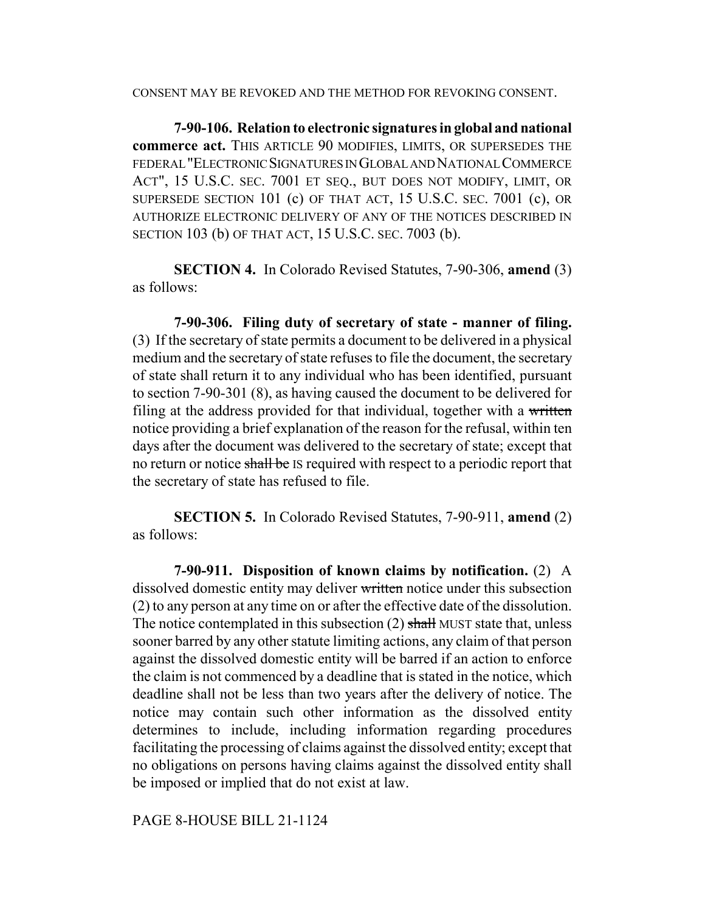CONSENT MAY BE REVOKED AND THE METHOD FOR REVOKING CONSENT.

**7-90-106. Relation to electronic signatures in global and national commerce act.** THIS ARTICLE 90 MODIFIES, LIMITS, OR SUPERSEDES THE FEDERAL "ELECTRONIC SIGNATURES IN GLOBAL AND NATIONAL COMMERCE ACT", 15 U.S.C. SEC. 7001 ET SEQ., BUT DOES NOT MODIFY, LIMIT, OR SUPERSEDE SECTION 101 (c) OF THAT ACT, 15 U.S.C. SEC. 7001 (c), OR AUTHORIZE ELECTRONIC DELIVERY OF ANY OF THE NOTICES DESCRIBED IN SECTION 103 (b) OF THAT ACT, 15 U.S.C. SEC. 7003 (b).

**SECTION 4.** In Colorado Revised Statutes, 7-90-306, **amend** (3) as follows:

**7-90-306. Filing duty of secretary of state - manner of filing.** (3) If the secretary of state permits a document to be delivered in a physical medium and the secretary of state refuses to file the document, the secretary of state shall return it to any individual who has been identified, pursuant to section 7-90-301 (8), as having caused the document to be delivered for filing at the address provided for that individual, together with a ~~written~~ notice providing a brief explanation of the reason for the refusal, within ten days after the document was delivered to the secretary of state; except that no return or notice ~~shall be~~ IS required with respect to a periodic report that the secretary of state has refused to file.

**SECTION 5.** In Colorado Revised Statutes, 7-90-911, **amend** (2) as follows:

**7-90-911. Disposition of known claims by notification.** (2) A dissolved domestic entity may deliver ~~written~~ notice under this subsection (2) to any person at any time on or after the effective date of the dissolution. The notice contemplated in this subsection (2) ~~shall~~ MUST state that, unless sooner barred by any other statute limiting actions, any claim of that person against the dissolved domestic entity will be barred if an action to enforce the claim is not commenced by a deadline that is stated in the notice, which deadline shall not be less than two years after the delivery of notice. The notice may contain such other information as the dissolved entity determines to include, including information regarding procedures facilitating the processing of claims against the dissolved entity; except that no obligations on persons having claims against the dissolved entity shall be imposed or implied that do not exist at law.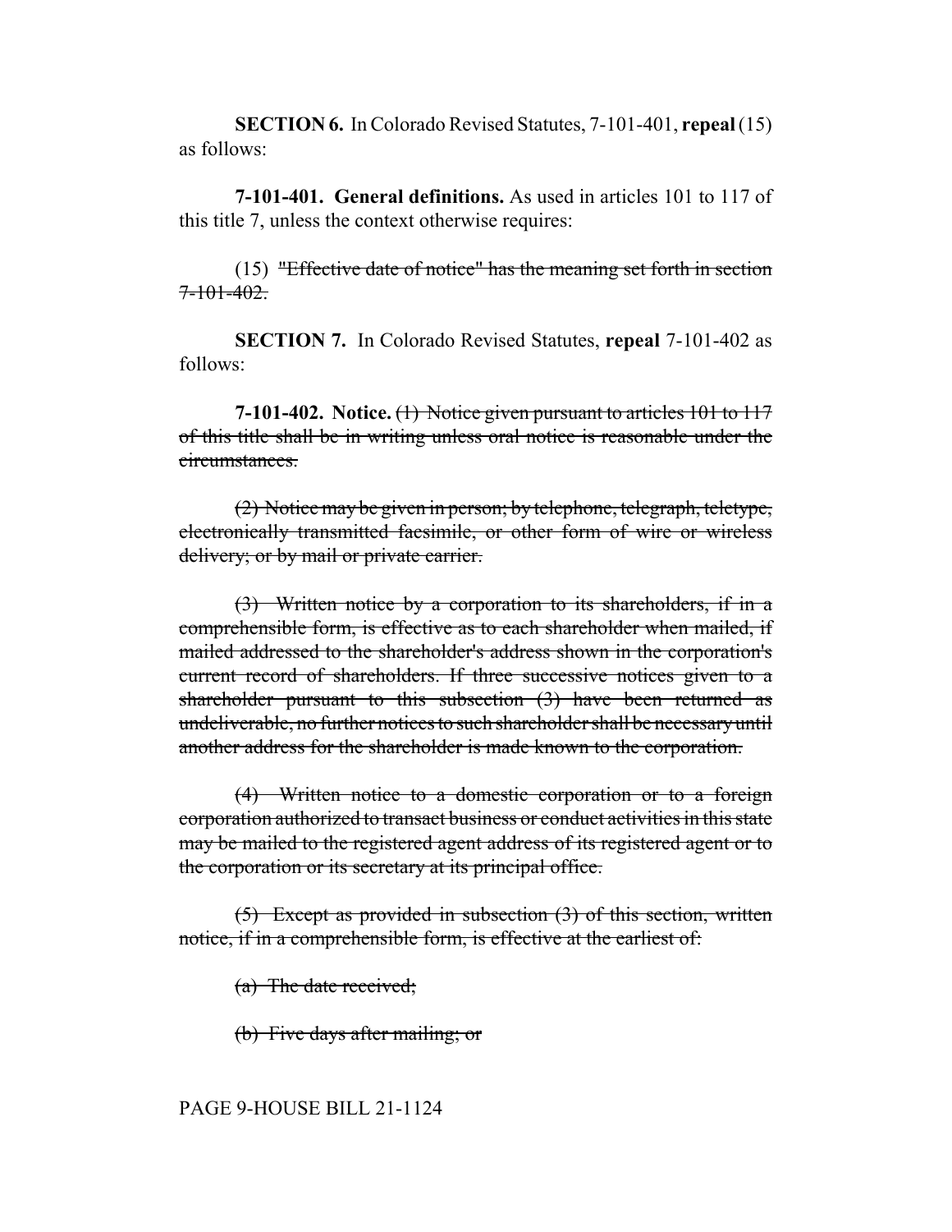**SECTION 6.** In Colorado Revised Statutes, 7-101-401, **repeal** (15) as follows:

**7-101-401. General definitions.** As used in articles 101 to 117 of this title 7, unless the context otherwise requires:

(15) ~~"Effective date of notice" has the meaning set forth in section 7-101-402.~~

**SECTION 7.** In Colorado Revised Statutes, **repeal** 7-101-402 as follows:

**7-101-402. Notice.** ~~(1) Notice given pursuant to articles 101 to 117 of this title shall be in writing unless oral notice is reasonable under the circumstances.~~

~~(2) Notice may be given in person; by telephone, telegraph, teletype, electronically transmitted facsimile, or other form of wire or wireless delivery; or by mail or private carrier.~~

~~(3) Written notice by a corporation to its shareholders, if in a comprehensible form, is effective as to each shareholder when mailed, if mailed addressed to the shareholder's address shown in the corporation's current record of shareholders. If three successive notices given to a shareholder pursuant to this subsection (3) have been returned as undeliverable, no further notices to such shareholder shall be necessary until another address for the shareholder is made known to the corporation.~~

~~(4) Written notice to a domestic corporation or to a foreign corporation authorized to transact business or conduct activities in this state may be mailed to the registered agent address of its registered agent or to the corporation or its secretary at its principal office.~~

~~(5) Except as provided in subsection (3) of this section, written notice, if in a comprehensible form, is effective at the earliest of:~~

~~(a) The date received;~~

~~(b) Five days after mailing; or~~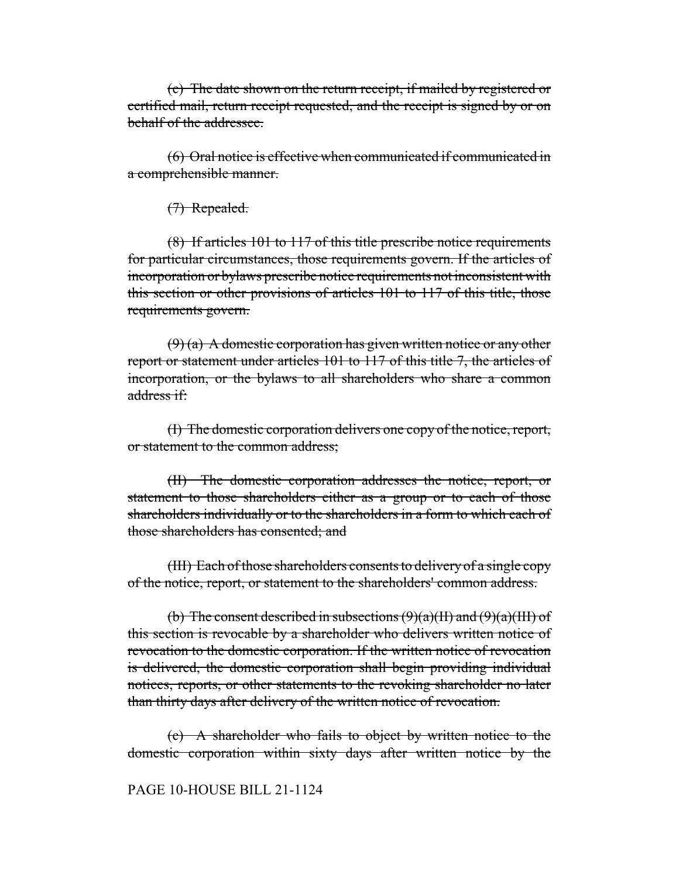~~(c) The date shown on the return receipt, if mailed by registered or certified mail, return receipt requested, and the receipt is signed by or on behalf of the addressee.~~

~~(6) Oral notice is effective when communicated if communicated in a comprehensible manner.~~

~~(7) Repealed.~~

~~(8) If articles 101 to 117 of this title prescribe notice requirements for particular circumstances, those requirements govern. If the articles of incorporation or bylaws prescribe notice requirements not inconsistent with this section or other provisions of articles 101 to 117 of this title, those requirements govern.~~

~~(9) (a) A domestic corporation has given written notice or any other report or statement under articles 101 to 117 of this title 7, the articles of incorporation, or the bylaws to all shareholders who share a common address if:~~

~~(I) The domestic corporation delivers one copy of the notice, report, or statement to the common address;~~

~~(II) The domestic corporation addresses the notice, report, or statement to those shareholders either as a group or to each of those shareholders individually or to the shareholders in a form to which each of those shareholders has consented; and~~

~~(III) Each of those shareholders consents to delivery of a single copy of the notice, report, or statement to the shareholders' common address.~~

~~(b) The consent described in subsections (9)(a)(II) and (9)(a)(III) of this section is revocable by a shareholder who delivers written notice of revocation to the domestic corporation. If the written notice of revocation is delivered, the domestic corporation shall begin providing individual notices, reports, or other statements to the revoking shareholder no later than thirty days after delivery of the written notice of revocation.~~

~~(c) A shareholder who fails to object by written notice to the domestic corporation within sixty days after written notice by the~~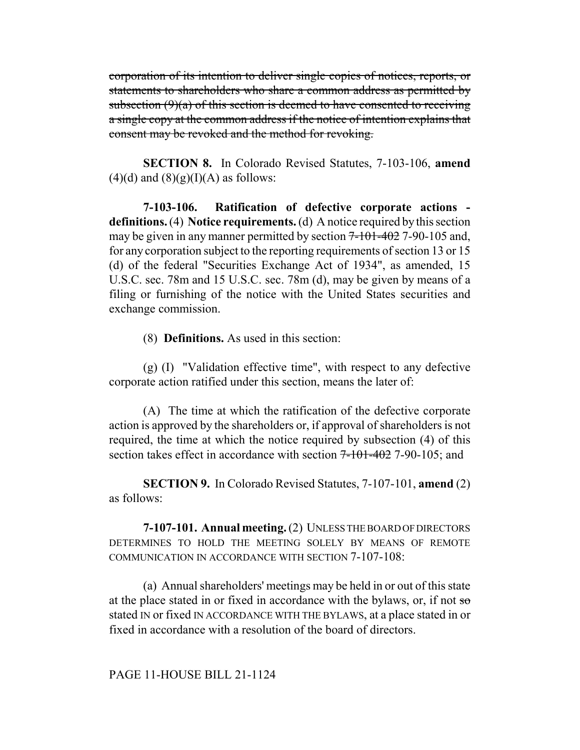~~corporation of its intention to deliver single copies of notices, reports, or statements to shareholders who share a common address as permitted by subsection (9)(a) of this section is deemed to have consented to receiving a single copy at the common address if the notice of intention explains that consent may be revoked and the method for revoking.~~

**SECTION 8.** In Colorado Revised Statutes, 7-103-106, **amend** (4)(d) and (8)(g)(I)(A) as follows:

**7-103-106. Ratification of defective corporate actions - definitions.** (4) **Notice requirements.** (d) A notice required by this section may be given in any manner permitted by section ~~7-101-402~~ 7-90-105 and, for any corporation subject to the reporting requirements of section 13 or 15 (d) of the federal "Securities Exchange Act of 1934", as amended, 15 U.S.C. sec. 78m and 15 U.S.C. sec. 78m (d), may be given by means of a filing or furnishing of the notice with the United States securities and exchange commission.

(8) **Definitions.** As used in this section:

(g) (I) "Validation effective time", with respect to any defective corporate action ratified under this section, means the later of:

(A) The time at which the ratification of the defective corporate action is approved by the shareholders or, if approval of shareholders is not required, the time at which the notice required by subsection (4) of this section takes effect in accordance with section ~~7-101-402~~ 7-90-105; and

**SECTION 9.** In Colorado Revised Statutes, 7-107-101, **amend** (2) as follows:

**7-107-101. Annual meeting.** (2) UNLESS THE BOARD OF DIRECTORS DETERMINES TO HOLD THE MEETING SOLELY BY MEANS OF REMOTE COMMUNICATION IN ACCORDANCE WITH SECTION 7-107-108:

(a) Annual shareholders' meetings may be held in or out of this state at the place stated in or fixed in accordance with the bylaws, or, if not ~~so~~ stated IN or fixed IN ACCORDANCE WITH THE BYLAWS, at a place stated in or fixed in accordance with a resolution of the board of directors.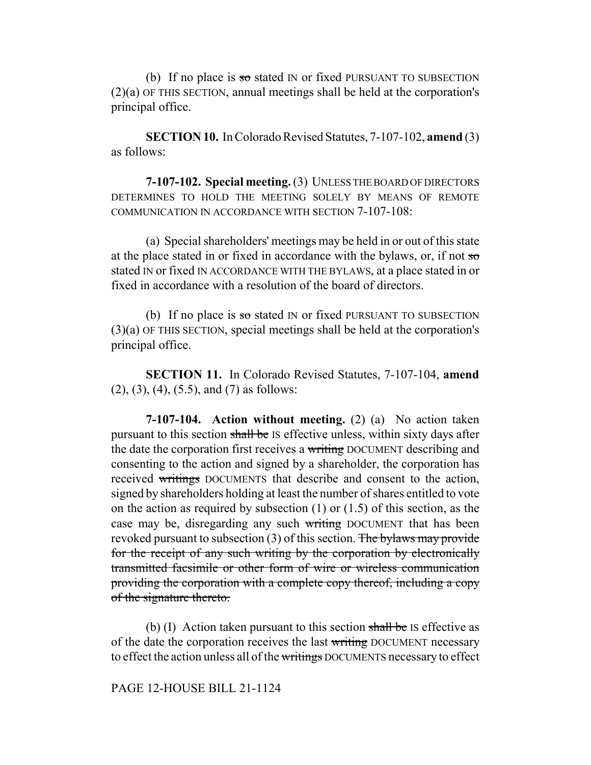(b) If no place is ~~so~~ stated IN or fixed PURSUANT TO SUBSECTION (2)(a) OF THIS SECTION, annual meetings shall be held at the corporation's principal office.

**SECTION 10.** In Colorado Revised Statutes, 7-107-102, **amend** (3) as follows:

**7-107-102. Special meeting.** (3) UNLESS THE BOARD OF DIRECTORS DETERMINES TO HOLD THE MEETING SOLELY BY MEANS OF REMOTE COMMUNICATION IN ACCORDANCE WITH SECTION 7-107-108:

(a) Special shareholders' meetings may be held in or out of this state at the place stated in or fixed in accordance with the bylaws, or, if not ~~so~~ stated IN or fixed IN ACCORDANCE WITH THE BYLAWS, at a place stated in or fixed in accordance with a resolution of the board of directors.

(b) If no place is ~~so~~ stated IN or fixed PURSUANT TO SUBSECTION (3)(a) OF THIS SECTION, special meetings shall be held at the corporation's principal office.

**SECTION 11.** In Colorado Revised Statutes, 7-107-104, **amend** (2), (3), (4), (5.5), and (7) as follows:

**7-107-104. Action without meeting.** (2) (a) No action taken pursuant to this section ~~shall be~~ IS effective unless, within sixty days after the date the corporation first receives a ~~writing~~ DOCUMENT describing and consenting to the action and signed by a shareholder, the corporation has received ~~writings~~ DOCUMENTS that describe and consent to the action, signed by shareholders holding at least the number of shares entitled to vote on the action as required by subsection (1) or (1.5) of this section, as the case may be, disregarding any such ~~writing~~ DOCUMENT that has been revoked pursuant to subsection (3) of this section. ~~The bylaws may provide for the receipt of any such writing by the corporation by electronically transmitted facsimile or other form of wire or wireless communication providing the corporation with a complete copy thereof, including a copy of the signature thereto.~~

(b) (I) Action taken pursuant to this section ~~shall be~~ IS effective as of the date the corporation receives the last ~~writing~~ DOCUMENT necessary to effect the action unless all of the ~~writings~~ DOCUMENTS necessary to effect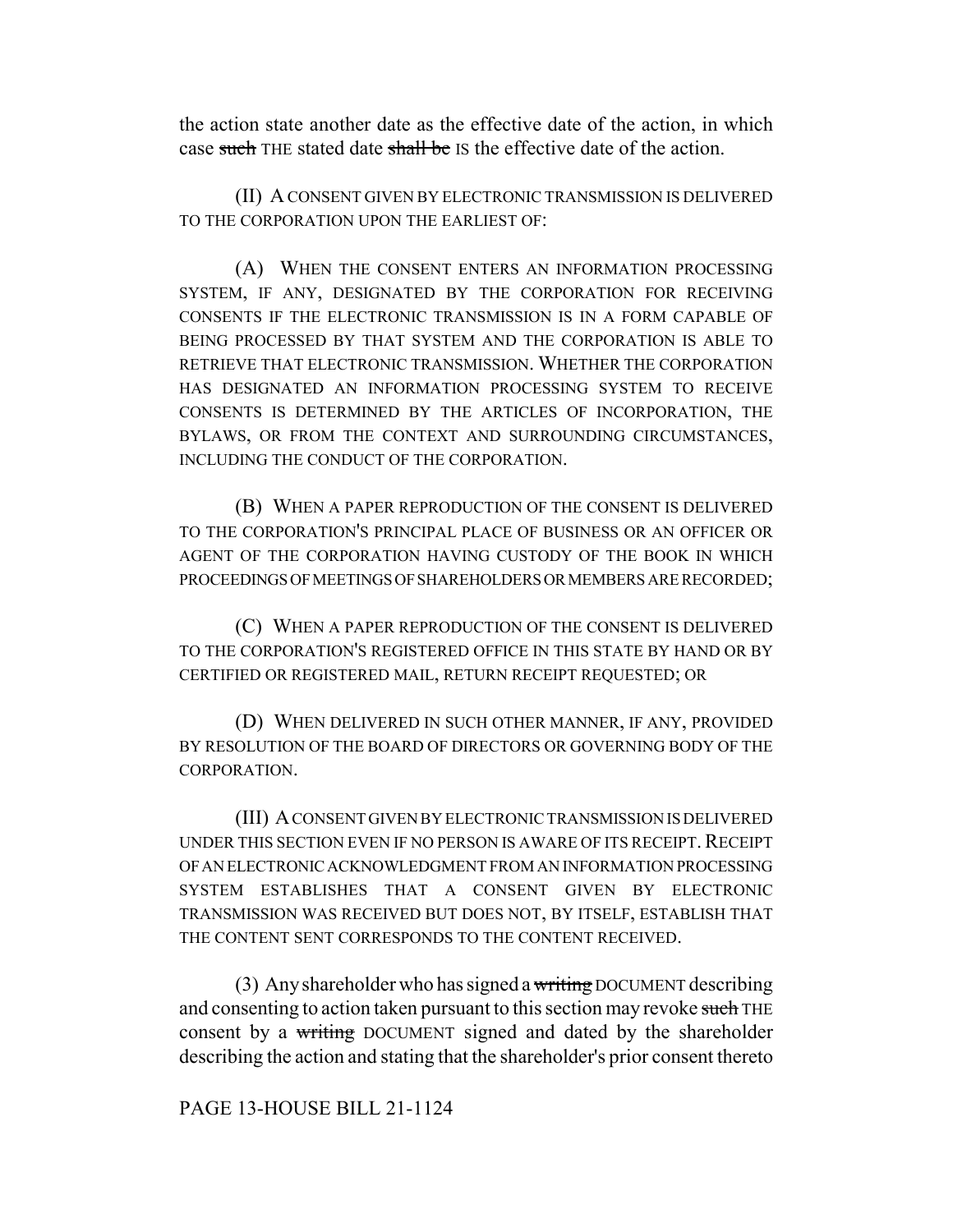the action state another date as the effective date of the action, in which case ~~such~~ THE stated date ~~shall be~~ IS the effective date of the action.

(II) A CONSENT GIVEN BY ELECTRONIC TRANSMISSION IS DELIVERED TO THE CORPORATION UPON THE EARLIEST OF:

(A) WHEN THE CONSENT ENTERS AN INFORMATION PROCESSING SYSTEM, IF ANY, DESIGNATED BY THE CORPORATION FOR RECEIVING CONSENTS IF THE ELECTRONIC TRANSMISSION IS IN A FORM CAPABLE OF BEING PROCESSED BY THAT SYSTEM AND THE CORPORATION IS ABLE TO RETRIEVE THAT ELECTRONIC TRANSMISSION. WHETHER THE CORPORATION HAS DESIGNATED AN INFORMATION PROCESSING SYSTEM TO RECEIVE CONSENTS IS DETERMINED BY THE ARTICLES OF INCORPORATION, THE BYLAWS, OR FROM THE CONTEXT AND SURROUNDING CIRCUMSTANCES, INCLUDING THE CONDUCT OF THE CORPORATION.

(B) WHEN A PAPER REPRODUCTION OF THE CONSENT IS DELIVERED TO THE CORPORATION'S PRINCIPAL PLACE OF BUSINESS OR AN OFFICER OR AGENT OF THE CORPORATION HAVING CUSTODY OF THE BOOK IN WHICH PROCEEDINGS OF MEETINGS OF SHAREHOLDERS OR MEMBERS ARE RECORDED;

(C) WHEN A PAPER REPRODUCTION OF THE CONSENT IS DELIVERED TO THE CORPORATION'S REGISTERED OFFICE IN THIS STATE BY HAND OR BY CERTIFIED OR REGISTERED MAIL, RETURN RECEIPT REQUESTED; OR

(D) WHEN DELIVERED IN SUCH OTHER MANNER, IF ANY, PROVIDED BY RESOLUTION OF THE BOARD OF DIRECTORS OR GOVERNING BODY OF THE CORPORATION.

(III) A CONSENT GIVEN BY ELECTRONIC TRANSMISSION IS DELIVERED UNDER THIS SECTION EVEN IF NO PERSON IS AWARE OF ITS RECEIPT. RECEIPT OF AN ELECTRONIC ACKNOWLEDGMENT FROM AN INFORMATION PROCESSING SYSTEM ESTABLISHES THAT A CONSENT GIVEN BY ELECTRONIC TRANSMISSION WAS RECEIVED BUT DOES NOT, BY ITSELF, ESTABLISH THAT THE CONTENT SENT CORRESPONDS TO THE CONTENT RECEIVED.

(3) Any shareholder who has signed a ~~writing~~ DOCUMENT describing and consenting to action taken pursuant to this section may revoke ~~such~~ THE consent by a ~~writing~~ DOCUMENT signed and dated by the shareholder describing the action and stating that the shareholder's prior consent thereto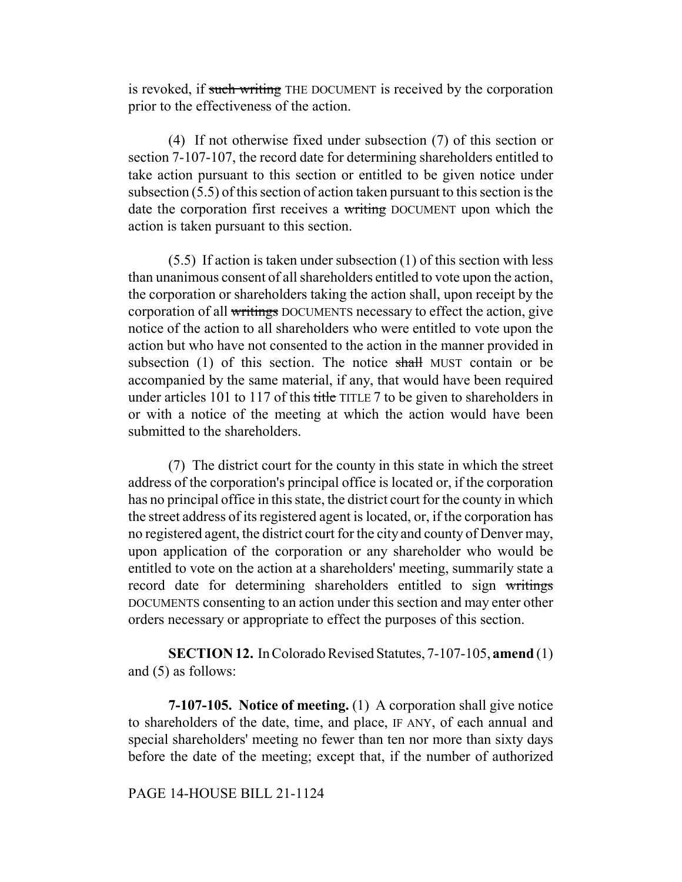is revoked, if ~~such writing~~ THE DOCUMENT is received by the corporation prior to the effectiveness of the action.

(4) If not otherwise fixed under subsection (7) of this section or section 7-107-107, the record date for determining shareholders entitled to take action pursuant to this section or entitled to be given notice under subsection (5.5) of this section of action taken pursuant to this section is the date the corporation first receives a ~~writing~~ DOCUMENT upon which the action is taken pursuant to this section.

(5.5) If action is taken under subsection (1) of this section with less than unanimous consent of all shareholders entitled to vote upon the action, the corporation or shareholders taking the action shall, upon receipt by the corporation of all ~~writings~~ DOCUMENTS necessary to effect the action, give notice of the action to all shareholders who were entitled to vote upon the action but who have not consented to the action in the manner provided in subsection (1) of this section. The notice ~~shall~~ MUST contain or be accompanied by the same material, if any, that would have been required under articles 101 to 117 of this ~~title~~ TITLE 7 to be given to shareholders in or with a notice of the meeting at which the action would have been submitted to the shareholders.

(7) The district court for the county in this state in which the street address of the corporation's principal office is located or, if the corporation has no principal office in this state, the district court for the county in which the street address of its registered agent is located, or, if the corporation has no registered agent, the district court for the city and county of Denver may, upon application of the corporation or any shareholder who would be entitled to vote on the action at a shareholders' meeting, summarily state a record date for determining shareholders entitled to sign ~~writings~~ DOCUMENTS consenting to an action under this section and may enter other orders necessary or appropriate to effect the purposes of this section.

**SECTION 12.** In Colorado Revised Statutes, 7-107-105, **amend** (1) and (5) as follows:

**7-107-105. Notice of meeting.** (1) A corporation shall give notice to shareholders of the date, time, and place, IF ANY, of each annual and special shareholders' meeting no fewer than ten nor more than sixty days before the date of the meeting; except that, if the number of authorized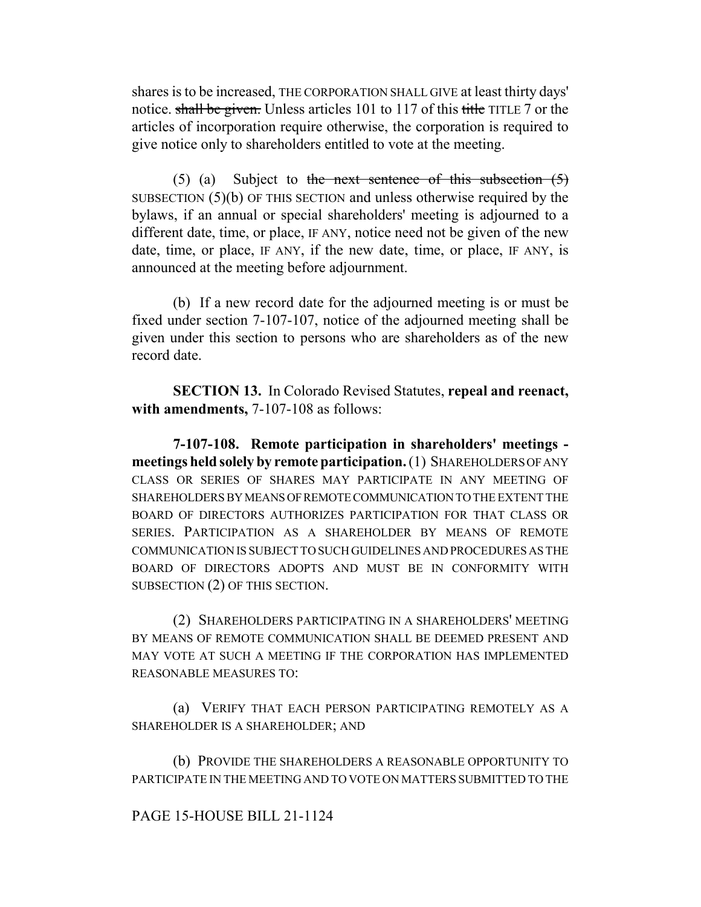shares is to be increased, THE CORPORATION SHALL GIVE at least thirty days' notice. ~~shall be given.~~ Unless articles 101 to 117 of this ~~title~~ TITLE 7 or the articles of incorporation require otherwise, the corporation is required to give notice only to shareholders entitled to vote at the meeting.

(5) (a) Subject to ~~the next sentence of this subsection (5)~~ SUBSECTION (5)(b) OF THIS SECTION and unless otherwise required by the bylaws, if an annual or special shareholders' meeting is adjourned to a different date, time, or place, IF ANY, notice need not be given of the new date, time, or place, IF ANY, if the new date, time, or place, IF ANY, is announced at the meeting before adjournment.

(b) If a new record date for the adjourned meeting is or must be fixed under section 7-107-107, notice of the adjourned meeting shall be given under this section to persons who are shareholders as of the new record date.

**SECTION 13.** In Colorado Revised Statutes, **repeal and reenact, with amendments,** 7-107-108 as follows:

**7-107-108. Remote participation in shareholders' meetings - meetings held solely by remote participation.** (1) SHAREHOLDERS OF ANY CLASS OR SERIES OF SHARES MAY PARTICIPATE IN ANY MEETING OF SHAREHOLDERS BY MEANS OF REMOTE COMMUNICATION TO THE EXTENT THE BOARD OF DIRECTORS AUTHORIZES PARTICIPATION FOR THAT CLASS OR SERIES. PARTICIPATION AS A SHAREHOLDER BY MEANS OF REMOTE COMMUNICATION IS SUBJECT TO SUCH GUIDELINES AND PROCEDURES AS THE BOARD OF DIRECTORS ADOPTS AND MUST BE IN CONFORMITY WITH SUBSECTION (2) OF THIS SECTION.

(2) SHAREHOLDERS PARTICIPATING IN A SHAREHOLDERS' MEETING BY MEANS OF REMOTE COMMUNICATION SHALL BE DEEMED PRESENT AND MAY VOTE AT SUCH A MEETING IF THE CORPORATION HAS IMPLEMENTED REASONABLE MEASURES TO:

(a) VERIFY THAT EACH PERSON PARTICIPATING REMOTELY AS A SHAREHOLDER IS A SHAREHOLDER; AND

(b) PROVIDE THE SHAREHOLDERS A REASONABLE OPPORTUNITY TO PARTICIPATE IN THE MEETING AND TO VOTE ON MATTERS SUBMITTED TO THE

PAGE 15-HOUSE BILL 21-1124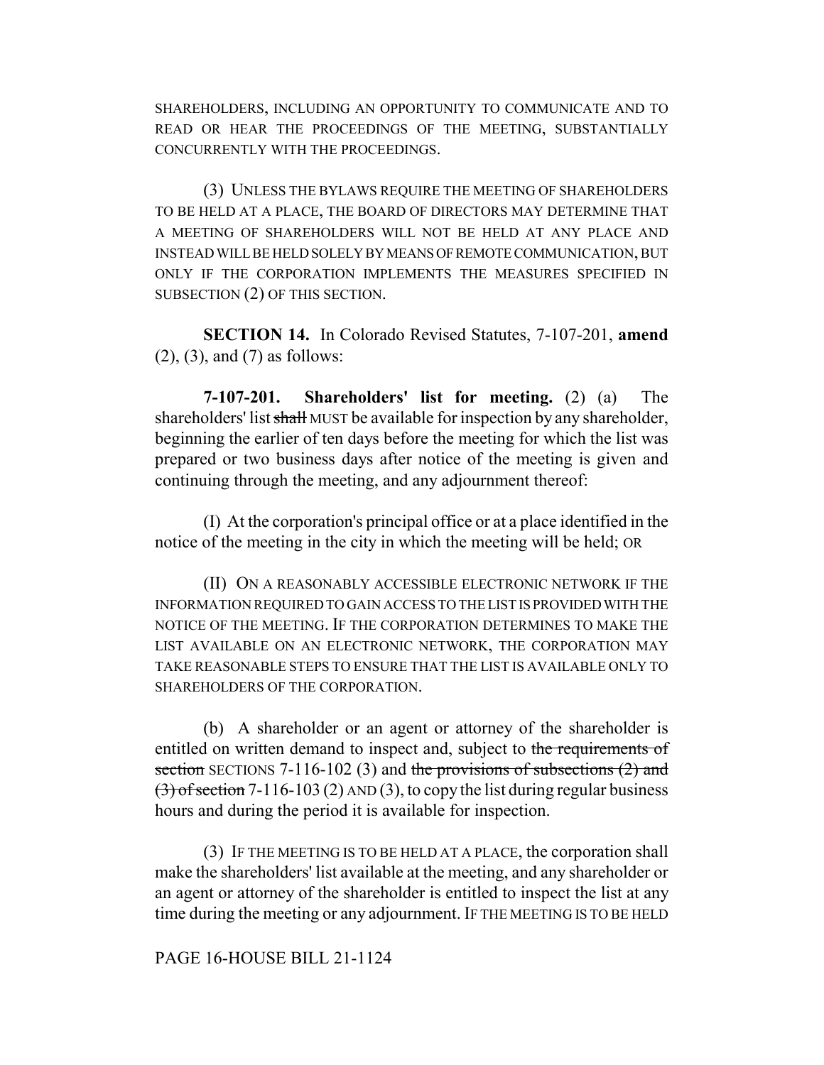SHAREHOLDERS, INCLUDING AN OPPORTUNITY TO COMMUNICATE AND TO READ OR HEAR THE PROCEEDINGS OF THE MEETING, SUBSTANTIALLY CONCURRENTLY WITH THE PROCEEDINGS.

(3) UNLESS THE BYLAWS REQUIRE THE MEETING OF SHAREHOLDERS TO BE HELD AT A PLACE, THE BOARD OF DIRECTORS MAY DETERMINE THAT A MEETING OF SHAREHOLDERS WILL NOT BE HELD AT ANY PLACE AND INSTEAD WILL BE HELD SOLELY BY MEANS OF REMOTE COMMUNICATION, BUT ONLY IF THE CORPORATION IMPLEMENTS THE MEASURES SPECIFIED IN SUBSECTION (2) OF THIS SECTION.

**SECTION 14.** In Colorado Revised Statutes, 7-107-201, **amend** (2), (3), and (7) as follows:

**7-107-201. Shareholders' list for meeting.** (2) (a) The shareholders' list ~~shall~~ MUST be available for inspection by any shareholder, beginning the earlier of ten days before the meeting for which the list was prepared or two business days after notice of the meeting is given and continuing through the meeting, and any adjournment thereof:

(I) At the corporation's principal office or at a place identified in the notice of the meeting in the city in which the meeting will be held; OR

(II) ON A REASONABLY ACCESSIBLE ELECTRONIC NETWORK IF THE INFORMATION REQUIRED TO GAIN ACCESS TO THE LIST IS PROVIDED WITH THE NOTICE OF THE MEETING. IF THE CORPORATION DETERMINES TO MAKE THE LIST AVAILABLE ON AN ELECTRONIC NETWORK, THE CORPORATION MAY TAKE REASONABLE STEPS TO ENSURE THAT THE LIST IS AVAILABLE ONLY TO SHAREHOLDERS OF THE CORPORATION.

(b) A shareholder or an agent or attorney of the shareholder is entitled on written demand to inspect and, subject to ~~the requirements of section~~ SECTIONS 7-116-102 (3) and ~~the provisions of subsections (2) and (3) of section~~ 7-116-103 (2) AND (3), to copy the list during regular business hours and during the period it is available for inspection.

(3) IF THE MEETING IS TO BE HELD AT A PLACE, the corporation shall make the shareholders' list available at the meeting, and any shareholder or an agent or attorney of the shareholder is entitled to inspect the list at any time during the meeting or any adjournment. IF THE MEETING IS TO BE HELD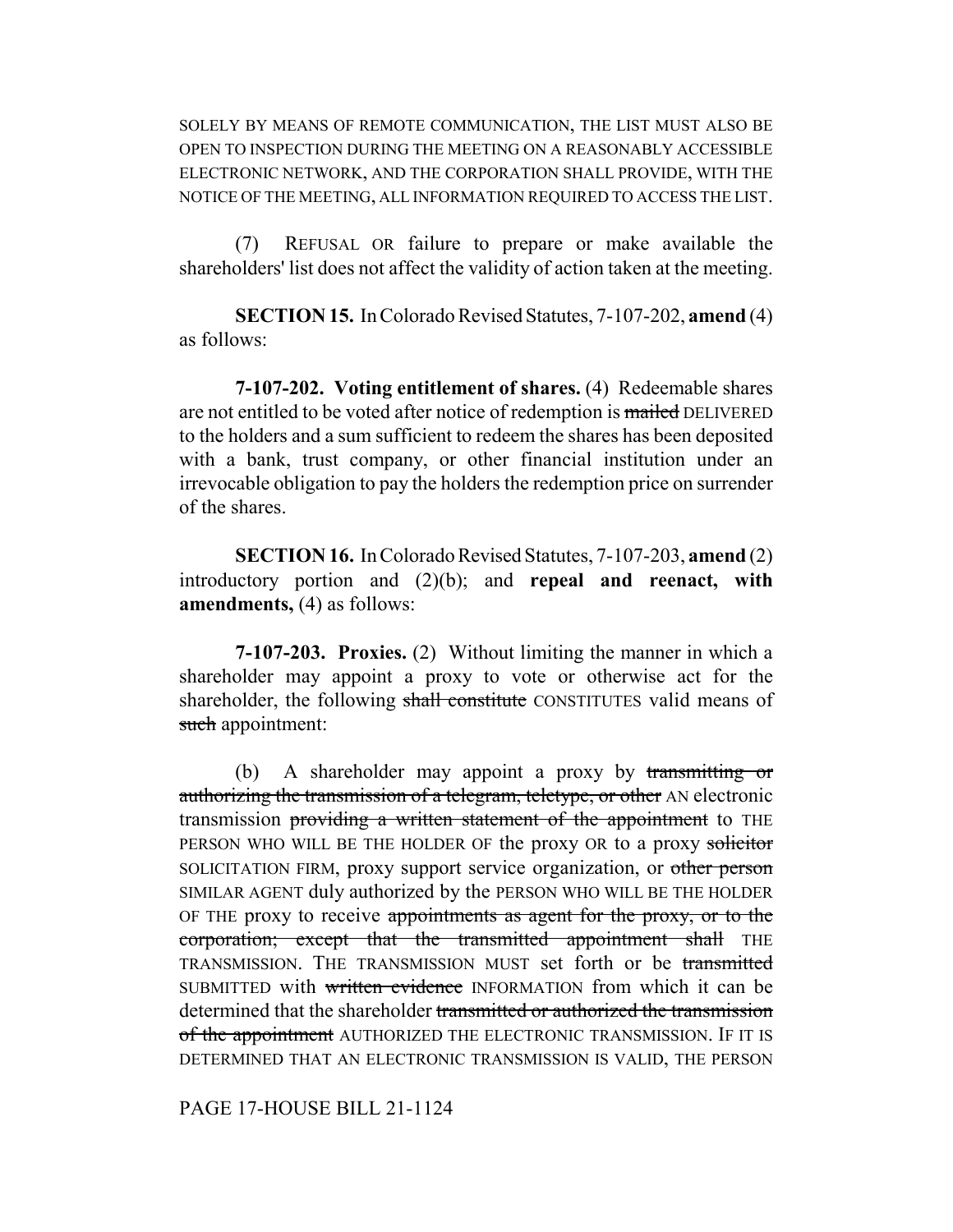SOLELY BY MEANS OF REMOTE COMMUNICATION, THE LIST MUST ALSO BE OPEN TO INSPECTION DURING THE MEETING ON A REASONABLY ACCESSIBLE ELECTRONIC NETWORK, AND THE CORPORATION SHALL PROVIDE, WITH THE NOTICE OF THE MEETING, ALL INFORMATION REQUIRED TO ACCESS THE LIST.

(7) REFUSAL OR failure to prepare or make available the shareholders' list does not affect the validity of action taken at the meeting.

**SECTION 15.** In Colorado Revised Statutes, 7-107-202, **amend** (4) as follows:

**7-107-202. Voting entitlement of shares.** (4) Redeemable shares are not entitled to be voted after notice of redemption is ~~mailed~~ DELIVERED to the holders and a sum sufficient to redeem the shares has been deposited with a bank, trust company, or other financial institution under an irrevocable obligation to pay the holders the redemption price on surrender of the shares.

**SECTION 16.** In Colorado Revised Statutes, 7-107-203, **amend** (2) introductory portion and (2)(b); and **repeal and reenact, with amendments,** (4) as follows:

**7-107-203. Proxies.** (2) Without limiting the manner in which a shareholder may appoint a proxy to vote or otherwise act for the shareholder, the following ~~shall constitute~~ CONSTITUTES valid means of ~~such~~ appointment:

(b) A shareholder may appoint a proxy by ~~transmitting or authorizing the transmission of a telegram, teletype, or other~~ AN electronic transmission ~~providing a written statement of the appointment~~ to THE PERSON WHO WILL BE THE HOLDER OF the proxy OR to a proxy ~~solicitor~~ SOLICITATION FIRM, proxy support service organization, or ~~other person~~ SIMILAR AGENT duly authorized by the PERSON WHO WILL BE THE HOLDER OF THE proxy to receive ~~appointments as agent for the proxy, or to the corporation; except that the transmitted appointment shall~~ THE TRANSMISSION. THE TRANSMISSION MUST set forth or be ~~transmitted~~ SUBMITTED with ~~written evidence~~ INFORMATION from which it can be determined that the shareholder ~~transmitted or authorized the transmission of the appointment~~ AUTHORIZED THE ELECTRONIC TRANSMISSION. IF IT IS DETERMINED THAT AN ELECTRONIC TRANSMISSION IS VALID, THE PERSON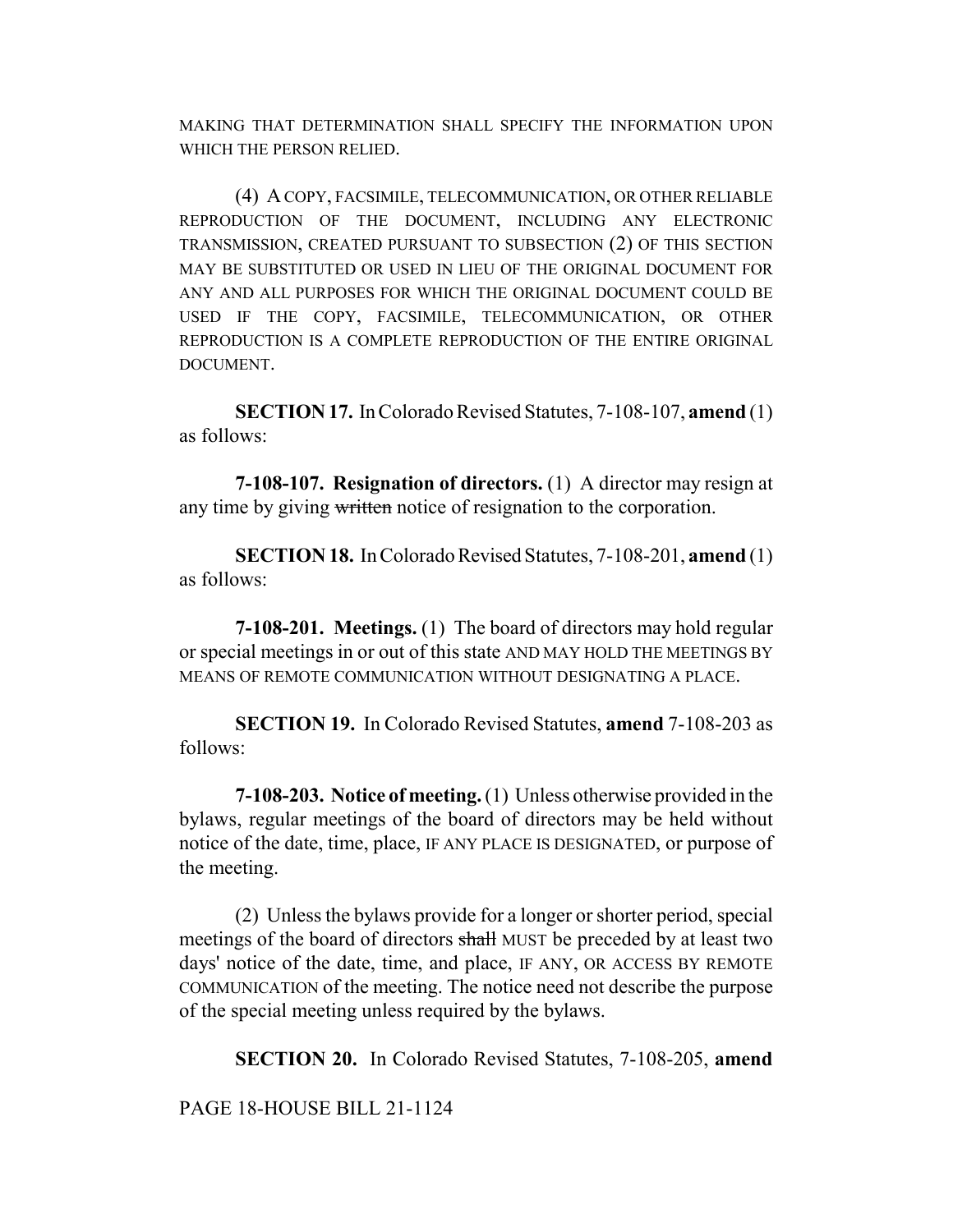MAKING THAT DETERMINATION SHALL SPECIFY THE INFORMATION UPON WHICH THE PERSON RELIED.

(4) A COPY, FACSIMILE, TELECOMMUNICATION, OR OTHER RELIABLE REPRODUCTION OF THE DOCUMENT, INCLUDING ANY ELECTRONIC TRANSMISSION, CREATED PURSUANT TO SUBSECTION (2) OF THIS SECTION MAY BE SUBSTITUTED OR USED IN LIEU OF THE ORIGINAL DOCUMENT FOR ANY AND ALL PURPOSES FOR WHICH THE ORIGINAL DOCUMENT COULD BE USED IF THE COPY, FACSIMILE, TELECOMMUNICATION, OR OTHER REPRODUCTION IS A COMPLETE REPRODUCTION OF THE ENTIRE ORIGINAL DOCUMENT.

**SECTION 17.** In Colorado Revised Statutes, 7-108-107, **amend** (1) as follows:

**7-108-107. Resignation of directors.** (1) A director may resign at any time by giving ~~written~~ notice of resignation to the corporation.

**SECTION 18.** In Colorado Revised Statutes, 7-108-201, **amend** (1) as follows:

**7-108-201. Meetings.** (1) The board of directors may hold regular or special meetings in or out of this state AND MAY HOLD THE MEETINGS BY MEANS OF REMOTE COMMUNICATION WITHOUT DESIGNATING A PLACE.

**SECTION 19.** In Colorado Revised Statutes, **amend** 7-108-203 as follows:

**7-108-203. Notice of meeting.** (1) Unless otherwise provided in the bylaws, regular meetings of the board of directors may be held without notice of the date, time, place, IF ANY PLACE IS DESIGNATED, or purpose of the meeting.

(2) Unless the bylaws provide for a longer or shorter period, special meetings of the board of directors ~~shall~~ MUST be preceded by at least two days' notice of the date, time, and place, IF ANY, OR ACCESS BY REMOTE COMMUNICATION of the meeting. The notice need not describe the purpose of the special meeting unless required by the bylaws.

**SECTION 20.** In Colorado Revised Statutes, 7-108-205, **amend**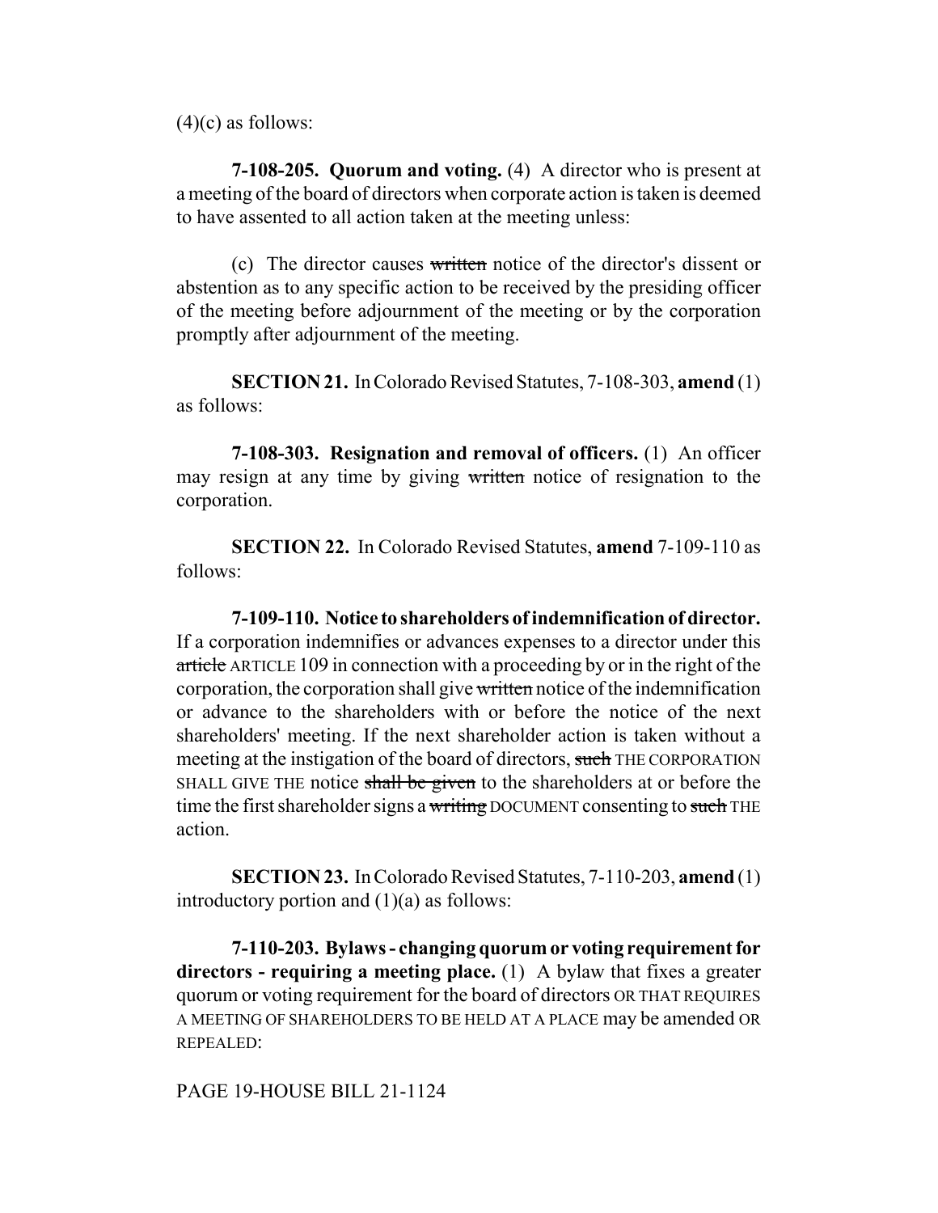(4)(c) as follows:

**7-108-205. Quorum and voting.** (4) A director who is present at a meeting of the board of directors when corporate action is taken is deemed to have assented to all action taken at the meeting unless:

(c) The director causes ~~written~~ notice of the director's dissent or abstention as to any specific action to be received by the presiding officer of the meeting before adjournment of the meeting or by the corporation promptly after adjournment of the meeting.

**SECTION 21.** In Colorado Revised Statutes, 7-108-303, **amend** (1) as follows:

**7-108-303. Resignation and removal of officers.** (1) An officer may resign at any time by giving ~~written~~ notice of resignation to the corporation.

**SECTION 22.** In Colorado Revised Statutes, **amend** 7-109-110 as follows:

**7-109-110. Notice to shareholders of indemnification of director.** If a corporation indemnifies or advances expenses to a director under this ~~article~~ ARTICLE 109 in connection with a proceeding by or in the right of the corporation, the corporation shall give ~~written~~ notice of the indemnification or advance to the shareholders with or before the notice of the next shareholders' meeting. If the next shareholder action is taken without a meeting at the instigation of the board of directors, ~~such~~ THE CORPORATION SHALL GIVE THE notice ~~shall be given~~ to the shareholders at or before the time the first shareholder signs a ~~writing~~ DOCUMENT consenting to ~~such~~ THE action.

**SECTION 23.** In Colorado Revised Statutes, 7-110-203, **amend** (1) introductory portion and (1)(a) as follows:

**7-110-203. Bylaws - changing quorum or voting requirement for directors - requiring a meeting place.** (1) A bylaw that fixes a greater quorum or voting requirement for the board of directors OR THAT REQUIRES A MEETING OF SHAREHOLDERS TO BE HELD AT A PLACE may be amended OR REPEALED:

PAGE 19-HOUSE BILL 21-1124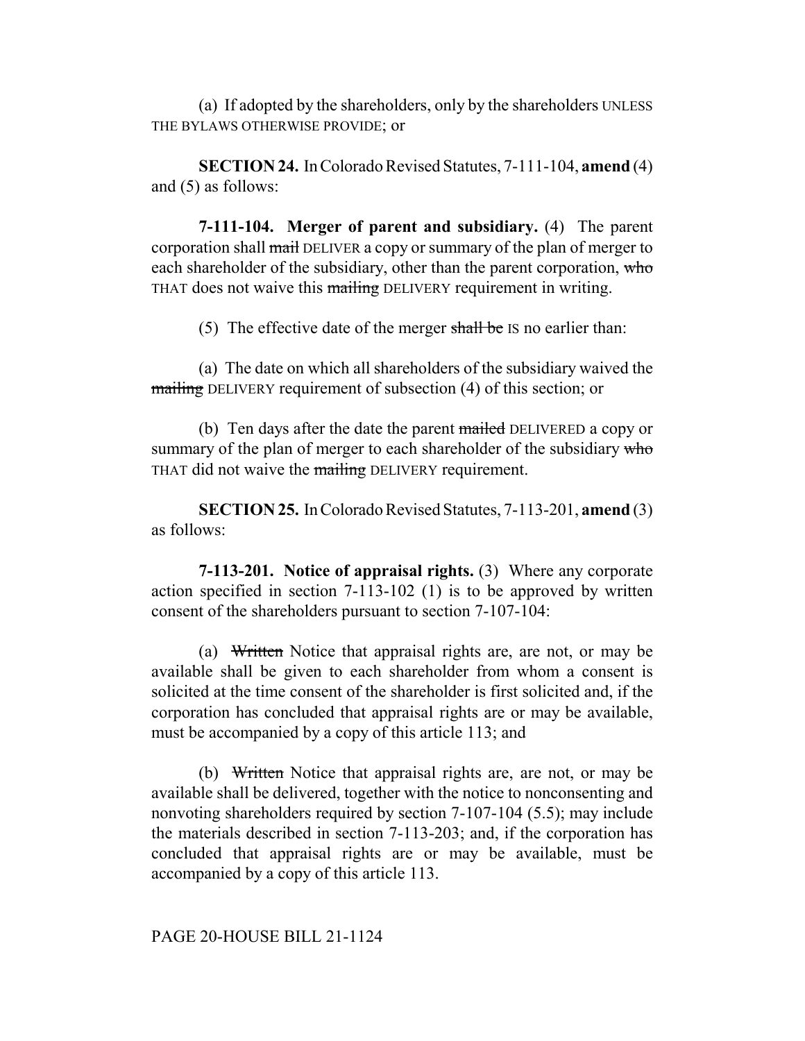(a) If adopted by the shareholders, only by the shareholders UNLESS THE BYLAWS OTHERWISE PROVIDE; or

**SECTION 24.** In Colorado Revised Statutes, 7-111-104, **amend** (4) and (5) as follows:

**7-111-104. Merger of parent and subsidiary.** (4) The parent corporation shall ~~mail~~ DELIVER a copy or summary of the plan of merger to each shareholder of the subsidiary, other than the parent corporation, ~~who~~ THAT does not waive this ~~mailing~~ DELIVERY requirement in writing.

(5) The effective date of the merger ~~shall be~~ IS no earlier than:

(a) The date on which all shareholders of the subsidiary waived the ~~mailing~~ DELIVERY requirement of subsection (4) of this section; or

(b) Ten days after the date the parent ~~mailed~~ DELIVERED a copy or summary of the plan of merger to each shareholder of the subsidiary ~~who~~ THAT did not waive the ~~mailing~~ DELIVERY requirement.

**SECTION 25.** In Colorado Revised Statutes, 7-113-201, **amend** (3) as follows:

**7-113-201. Notice of appraisal rights.** (3) Where any corporate action specified in section 7-113-102 (1) is to be approved by written consent of the shareholders pursuant to section 7-107-104:

(a) ~~Written~~ Notice that appraisal rights are, are not, or may be available shall be given to each shareholder from whom a consent is solicited at the time consent of the shareholder is first solicited and, if the corporation has concluded that appraisal rights are or may be available, must be accompanied by a copy of this article 113; and

(b) ~~Written~~ Notice that appraisal rights are, are not, or may be available shall be delivered, together with the notice to nonconsenting and nonvoting shareholders required by section 7-107-104 (5.5); may include the materials described in section 7-113-203; and, if the corporation has concluded that appraisal rights are or may be available, must be accompanied by a copy of this article 113.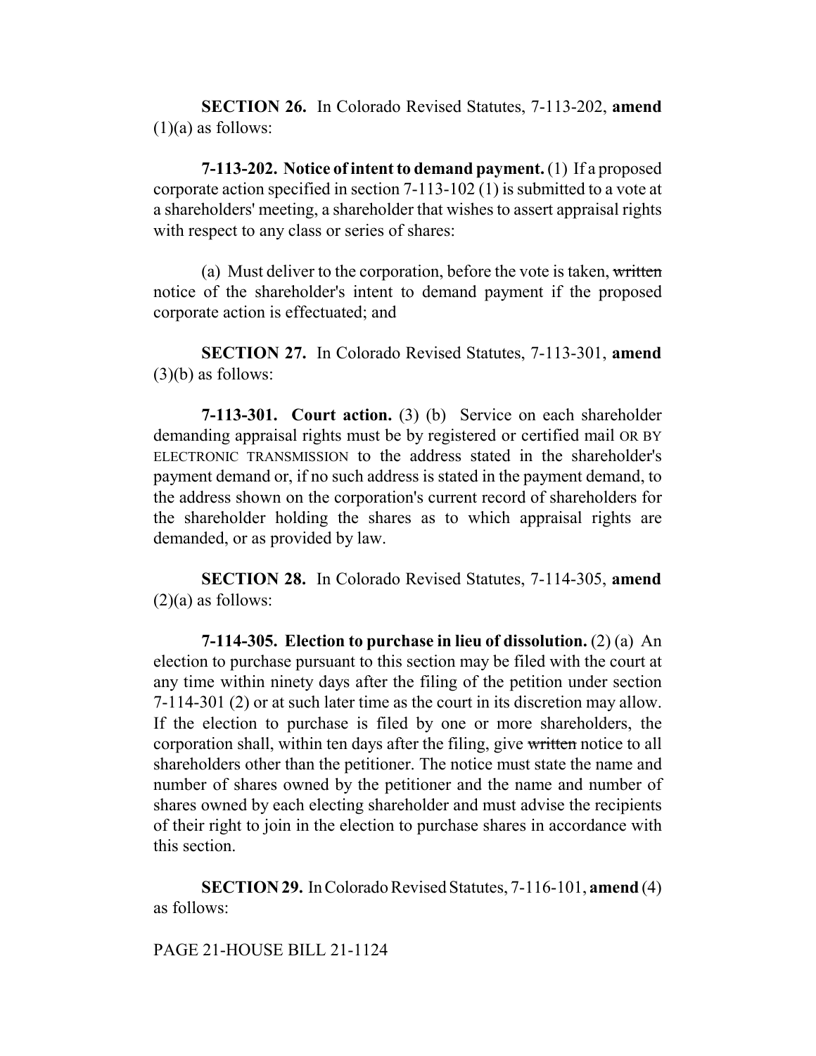**SECTION 26.** In Colorado Revised Statutes, 7-113-202, **amend** (1)(a) as follows:

**7-113-202. Notice of intent to demand payment.** (1) If a proposed corporate action specified in section 7-113-102 (1) is submitted to a vote at a shareholders' meeting, a shareholder that wishes to assert appraisal rights with respect to any class or series of shares:

(a) Must deliver to the corporation, before the vote is taken, ~~written~~ notice of the shareholder's intent to demand payment if the proposed corporate action is effectuated; and

**SECTION 27.** In Colorado Revised Statutes, 7-113-301, **amend** (3)(b) as follows:

**7-113-301. Court action.** (3) (b) Service on each shareholder demanding appraisal rights must be by registered or certified mail OR BY ELECTRONIC TRANSMISSION to the address stated in the shareholder's payment demand or, if no such address is stated in the payment demand, to the address shown on the corporation's current record of shareholders for the shareholder holding the shares as to which appraisal rights are demanded, or as provided by law.

**SECTION 28.** In Colorado Revised Statutes, 7-114-305, **amend** (2)(a) as follows:

**7-114-305. Election to purchase in lieu of dissolution.** (2) (a) An election to purchase pursuant to this section may be filed with the court at any time within ninety days after the filing of the petition under section 7-114-301 (2) or at such later time as the court in its discretion may allow. If the election to purchase is filed by one or more shareholders, the corporation shall, within ten days after the filing, give ~~written~~ notice to all shareholders other than the petitioner. The notice must state the name and number of shares owned by the petitioner and the name and number of shares owned by each electing shareholder and must advise the recipients of their right to join in the election to purchase shares in accordance with this section.

**SECTION 29.** In Colorado Revised Statutes, 7-116-101, **amend** (4) as follows: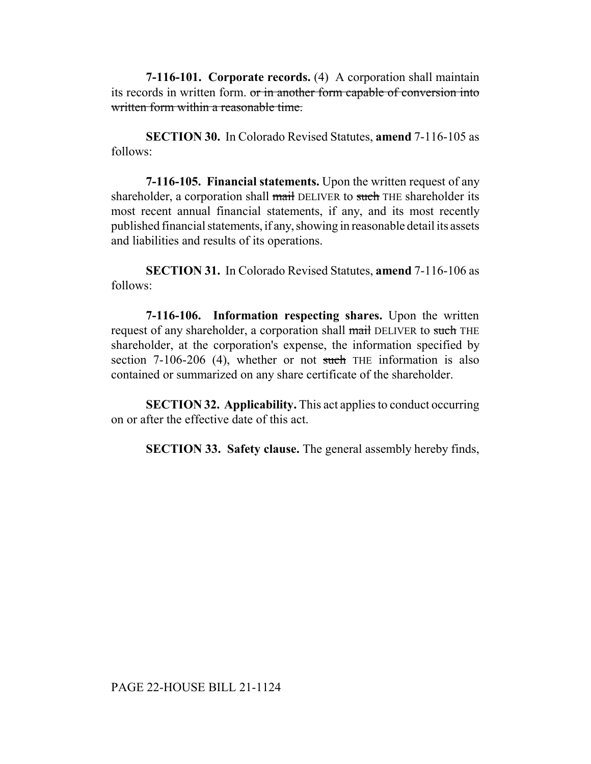**7-116-101. Corporate records.** (4) A corporation shall maintain its records in written form. ~~or in another form capable of conversion into written form within a reasonable time.~~

**SECTION 30.** In Colorado Revised Statutes, **amend** 7-116-105 as follows:

**7-116-105. Financial statements.** Upon the written request of any shareholder, a corporation shall ~~mail~~ DELIVER to ~~such~~ THE shareholder its most recent annual financial statements, if any, and its most recently published financial statements, if any, showing in reasonable detail its assets and liabilities and results of its operations.

**SECTION 31.** In Colorado Revised Statutes, **amend** 7-116-106 as follows:

**7-116-106. Information respecting shares.** Upon the written request of any shareholder, a corporation shall ~~mail~~ DELIVER to ~~such~~ THE shareholder, at the corporation's expense, the information specified by section 7-106-206 (4), whether or not ~~such~~ THE information is also contained or summarized on any share certificate of the shareholder.

**SECTION 32. Applicability.** This act applies to conduct occurring on or after the effective date of this act.

**SECTION 33. Safety clause.** The general assembly hereby finds,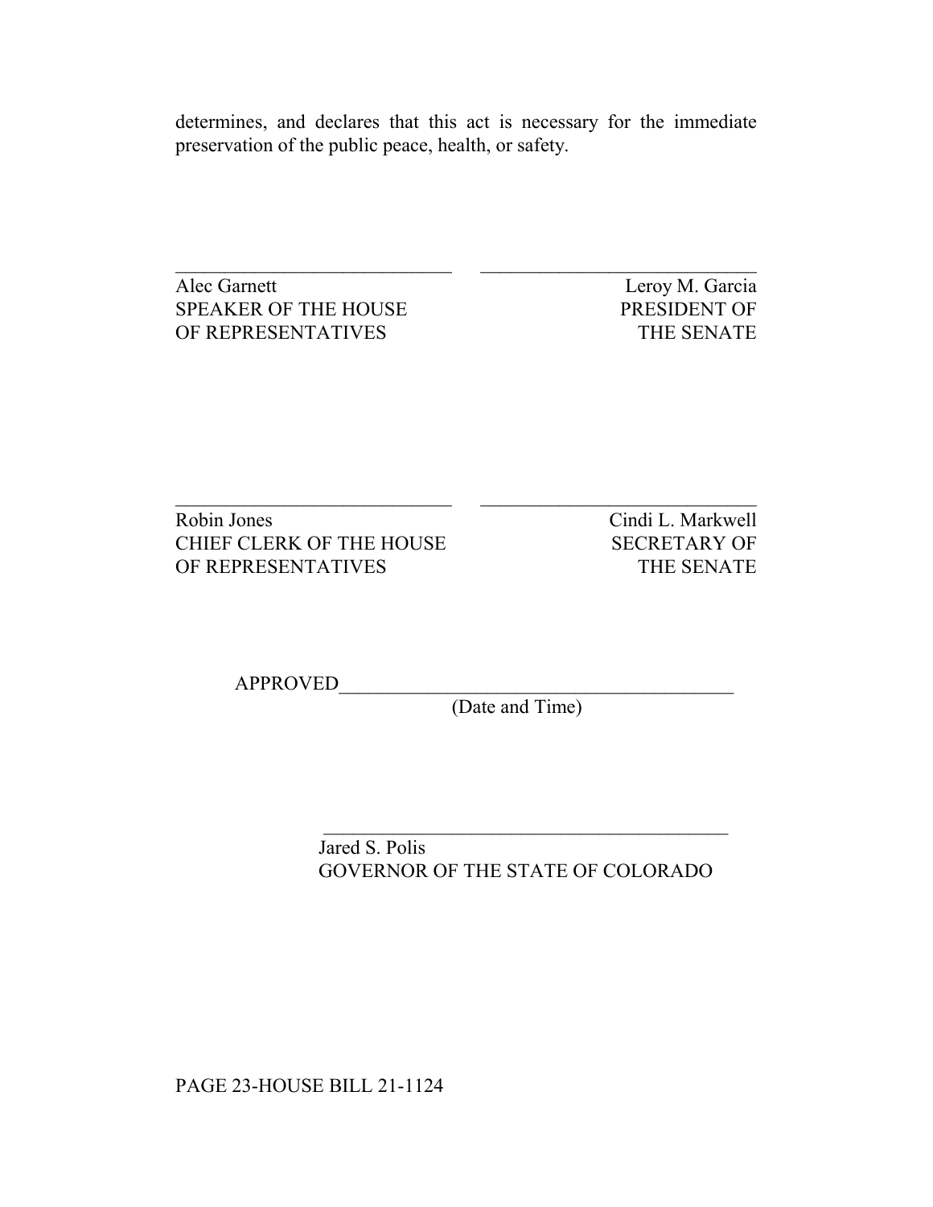determines, and declares that this act is necessary for the immediate preservation of the public peace, health, or safety.

| | |
|---|---|
| \_\_\_\_\_\_\_\_\_\_\_\_\_\_\_\_\_\_\_\_\_\_\_\_\_\_\_\_ | \_\_\_\_\_\_\_\_\_\_\_\_\_\_\_\_\_\_\_\_\_\_\_\_\_\_\_\_ |
| Alec Garnett<br>SPEAKER OF THE HOUSE<br>OF REPRESENTATIVES | Leroy M. Garcia<br>PRESIDENT OF<br>THE SENATE |

| | |
|---|---|
| \_\_\_\_\_\_\_\_\_\_\_\_\_\_\_\_\_\_\_\_\_\_\_\_\_\_\_\_ | \_\_\_\_\_\_\_\_\_\_\_\_\_\_\_\_\_\_\_\_\_\_\_\_\_\_\_\_ |
| Robin Jones<br>CHIEF CLERK OF THE HOUSE<br>OF REPRESENTATIVES | Cindi L. Markwell<br>SECRETARY OF<br>THE SENATE |

APPROVED\_\_\_\_\_\_\_\_\_\_\_\_\_\_\_\_\_\_\_\_\_\_\_\_\_\_\_\_\_\_\_\_\_\_\_\_\_\_\_\_
(Date and Time)

\_\_\_\_\_\_\_\_\_\_\_\_\_\_\_\_\_\_\_\_\_\_\_\_\_\_\_\_\_\_\_\_\_\_\_\_\_\_\_\_\_\_

Jared S. Polis
GOVERNOR OF THE STATE OF COLORADO

PAGE 23-HOUSE BILL 21-1124